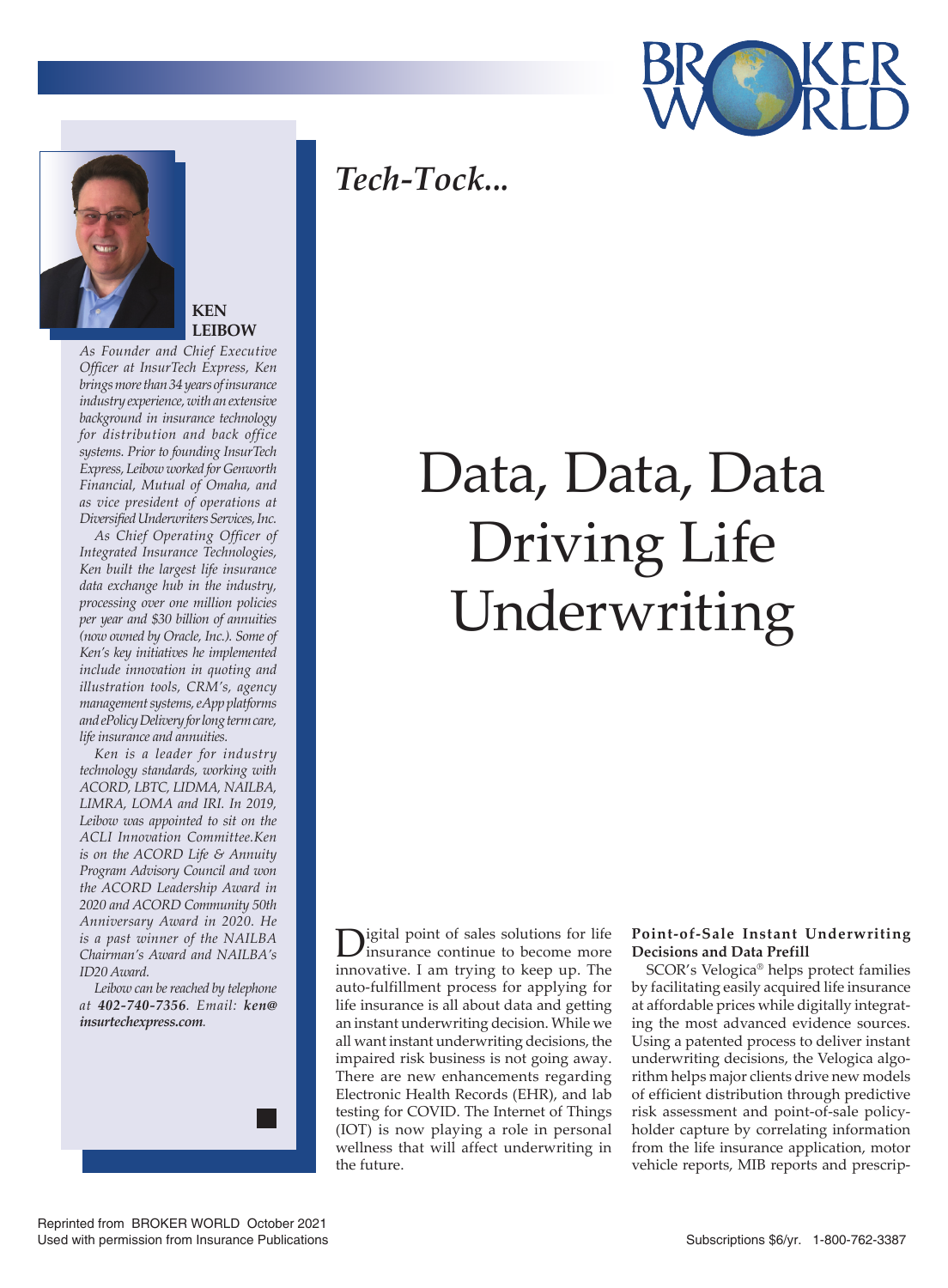*Tech-Tock...*

# Data, Data, Data Driving Life Underwriting

**KEN LEIBOW**

*As Founder and Chief Executive Officer at InsurTech Express, Ken brings more than 34 years of insurance industry experience, with an extensive background in insurance technology for distribution and back office systems. Prior to founding InsurTech Express, Leibow worked for Genworth Financial, Mutual of Omaha, and as vice president of operations at Diversified Underwriters Services, Inc.*

*As Chief Operating Officer of Integrated Insurance Technologies, Ken built the largest life insurance data exchange hub in the industry, processing over one million policies per year and $30 billion of annuities (now owned by Oracle, Inc.). Some of Ken's key initiatives he implemented include innovation in quoting and illustration tools, CRM's, agency management systems, eApp platforms and ePolicy Delivery for long term care, life insurance and annuities.*

*Ken is a leader for industry technology standards, working with ACORD, LBTC, LIDMA, NAILBA, LIMRA, LOMA and IRI. In 2019, Leibow was appointed to sit on the ACLI Innovation Committee.Ken is on the ACORD Life & Annuity Program Advisory Council and won the ACORD Leadership Award in 2020 and ACORD Community 50th Anniversary Award in 2020. He is a past winner of the NAILBA Chairman's Award and NAILBA's ID20 Award.*

*Leibow can be reached by telephone at **402-740-7356**. Email: **ken@insurtechexpress.com**.*

Digital point of sales solutions for life insurance continue to become more innovative. I am trying to keep up. The auto-fulfillment process for applying for life insurance is all about data and getting an instant underwriting decision. While we all want instant underwriting decisions, the impaired risk business is not going away. There are new enhancements regarding Electronic Health Records (EHR), and lab testing for COVID. The Internet of Things (IOT) is now playing a role in personal wellness that will affect underwriting in the future.

**Point-of-Sale Instant Underwriting Decisions and Data Prefill**

SCOR's Velogica® helps protect families by facilitating easily acquired life insurance at affordable prices while digitally integrating the most advanced evidence sources. Using a patented process to deliver instant underwriting decisions, the Velogica algorithm helps major clients drive new models of efficient distribution through predictive risk assessment and point-of-sale policyholder capture by correlating information from the life insurance application, motor vehicle reports, MIB reports and prescrip-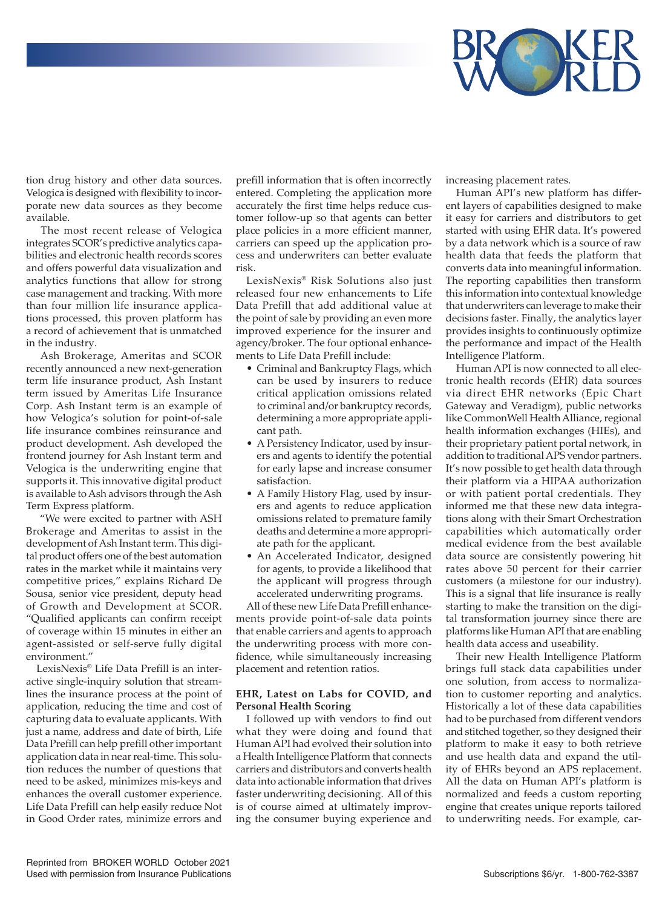tion drug history and other data sources. Velogica is designed with flexibility to incorporate new data sources as they become available.

The most recent release of Velogica integrates SCOR's predictive analytics capabilities and electronic health records scores and offers powerful data visualization and analytics functions that allow for strong case management and tracking. With more than four million life insurance applications processed, this proven platform has a record of achievement that is unmatched in the industry.

Ash Brokerage, Ameritas and SCOR recently announced a new next-generation term life insurance product, Ash Instant term issued by Ameritas Life Insurance Corp. Ash Instant term is an example of how Velogica's solution for point-of-sale life insurance combines reinsurance and product development. Ash developed the frontend journey for Ash Instant term and Velogica is the underwriting engine that supports it. This innovative digital product is available to Ash advisors through the Ash Term Express platform.

"We were excited to partner with ASH Brokerage and Ameritas to assist in the development of Ash Instant term. This digital product offers one of the best automation rates in the market while it maintains very competitive prices," explains Richard De Sousa, senior vice president, deputy head of Growth and Development at SCOR. "Qualified applicants can confirm receipt of coverage within 15 minutes in either an agent-assisted or self-serve fully digital environment."

LexisNexis® Life Data Prefill is an interactive single-inquiry solution that streamlines the insurance process at the point of application, reducing the time and cost of capturing data to evaluate applicants. With just a name, address and date of birth, Life Data Prefill can help prefill other important application data in near real-time. This solution reduces the number of questions that need to be asked, minimizes mis-keys and enhances the overall customer experience. Life Data Prefill can help easily reduce Not in Good Order rates, minimize errors and prefill information that is often incorrectly entered. Completing the application more accurately the first time helps reduce customer follow-up so that agents can better place policies in a more efficient manner, carriers can speed up the application process and underwriters can better evaluate risk.

LexisNexis® Risk Solutions also just released four new enhancements to Life Data Prefill that add additional value at the point of sale by providing an even more improved experience for the insurer and agency/broker. The four optional enhancements to Life Data Prefill include:

- Criminal and Bankruptcy Flags, which can be used by insurers to reduce critical application omissions related to criminal and/or bankruptcy records, determining a more appropriate applicant path.
- A Persistency Indicator, used by insurers and agents to identify the potential for early lapse and increase consumer satisfaction.
- A Family History Flag, used by insurers and agents to reduce application omissions related to premature family deaths and determine a more appropriate path for the applicant.
- An Accelerated Indicator, designed for agents, to provide a likelihood that the applicant will progress through accelerated underwriting programs.

All of these new Life Data Prefill enhancements provide point-of-sale data points that enable carriers and agents to approach the underwriting process with more confidence, while simultaneously increasing placement and retention ratios.

**EHR, Latest on Labs for COVID, and Personal Health Scoring**

I followed up with vendors to find out what they were doing and found that Human API had evolved their solution into a Health Intelligence Platform that connects carriers and distributors and converts health data into actionable information that drives faster underwriting decisioning. All of this is of course aimed at ultimately improving the consumer buying experience and increasing placement rates.

Human API's new platform has different layers of capabilities designed to make it easy for carriers and distributors to get started with using EHR data. It's powered by a data network which is a source of raw health data that feeds the platform that converts data into meaningful information. The reporting capabilities then transform this information into contextual knowledge that underwriters can leverage to make their decisions faster. Finally, the analytics layer provides insights to continuously optimize the performance and impact of the Health Intelligence Platform.

Human API is now connected to all electronic health records (EHR) data sources via direct EHR networks (Epic Chart Gateway and Veradigm), public networks like CommonWell Health Alliance, regional health information exchanges (HIEs), and their proprietary patient portal network, in addition to traditional APS vendor partners. It's now possible to get health data through their platform via a HIPAA authorization or with patient portal credentials. They informed me that these new data integrations along with their Smart Orchestration capabilities which automatically order medical evidence from the best available data source are consistently powering hit rates above 50 percent for their carrier customers (a milestone for our industry). This is a signal that life insurance is really starting to make the transition on the digital transformation journey since there are platforms like Human API that are enabling health data access and useability.

Their new Health Intelligence Platform brings full stack data capabilities under one solution, from access to normalization to customer reporting and analytics. Historically a lot of these data capabilities had to be purchased from different vendors and stitched together, so they designed their platform to make it easy to both retrieve and use health data and expand the utility of EHRs beyond an APS replacement. All the data on Human API's platform is normalized and feeds a custom reporting engine that creates unique reports tailored to underwriting needs. For example, car-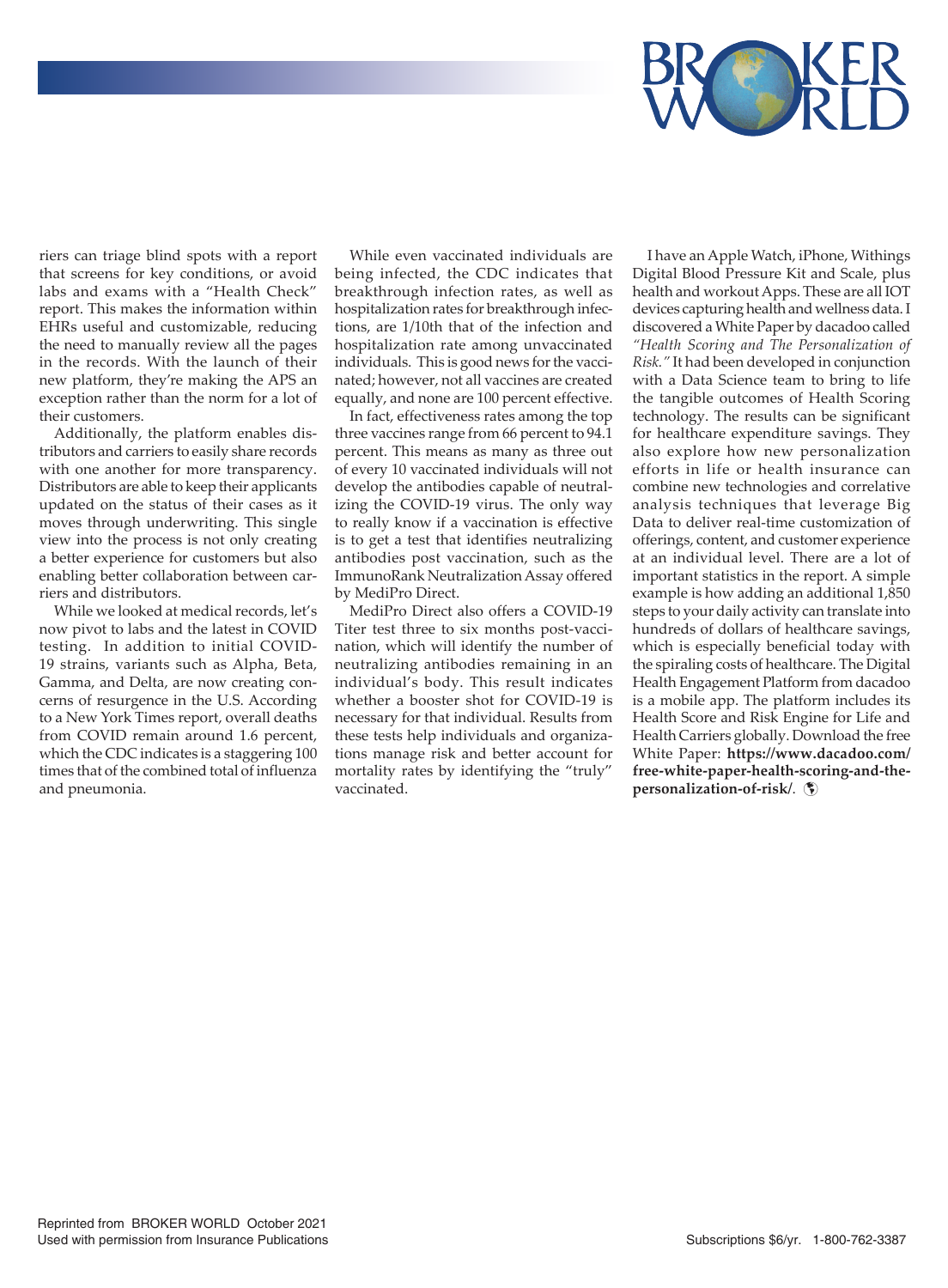riers can triage blind spots with a report that screens for key conditions, or avoid labs and exams with a "Health Check" report. This makes the information within EHRs useful and customizable, reducing the need to manually review all the pages in the records. With the launch of their new platform, they're making the APS an exception rather than the norm for a lot of their customers.

Additionally, the platform enables distributors and carriers to easily share records with one another for more transparency. Distributors are able to keep their applicants updated on the status of their cases as it moves through underwriting. This single view into the process is not only creating a better experience for customers but also enabling better collaboration between carriers and distributors.

While we looked at medical records, let's now pivot to labs and the latest in COVID testing. In addition to initial COVID-19 strains, variants such as Alpha, Beta, Gamma, and Delta, are now creating concerns of resurgence in the U.S. According to a New York Times report, overall deaths from COVID remain around 1.6 percent, which the CDC indicates is a staggering 100 times that of the combined total of influenza and pneumonia.

While even vaccinated individuals are being infected, the CDC indicates that breakthrough infection rates, as well as hospitalization rates for breakthrough infections, are 1/10th that of the infection and hospitalization rate among unvaccinated individuals. This is good news for the vaccinated; however, not all vaccines are created equally, and none are 100 percent effective.

In fact, effectiveness rates among the top three vaccines range from 66 percent to 94.1 percent. This means as many as three out of every 10 vaccinated individuals will not develop the antibodies capable of neutralizing the COVID-19 virus. The only way to really know if a vaccination is effective is to get a test that identifies neutralizing antibodies post vaccination, such as the ImmunoRank Neutralization Assay offered by MediPro Direct.

MediPro Direct also offers a COVID-19 Titer test three to six months post-vaccination, which will identify the number of neutralizing antibodies remaining in an individual's body. This result indicates whether a booster shot for COVID-19 is necessary for that individual. Results from these tests help individuals and organizations manage risk and better account for mortality rates by identifying the "truly" vaccinated.

I have an Apple Watch, iPhone, Withings Digital Blood Pressure Kit and Scale, plus health and workout Apps. These are all IOT devices capturing health and wellness data. I discovered a White Paper by dacadoo called *"Health Scoring and The Personalization of Risk."* It had been developed in conjunction with a Data Science team to bring to life the tangible outcomes of Health Scoring technology. The results can be significant for healthcare expenditure savings. They also explore how new personalization efforts in life or health insurance can combine new technologies and correlative analysis techniques that leverage Big Data to deliver real-time customization of offerings, content, and customer experience at an individual level. There are a lot of important statistics in the report. A simple example is how adding an additional 1,850 steps to your daily activity can translate into hundreds of dollars of healthcare savings, which is especially beneficial today with the spiraling costs of healthcare. The Digital Health Engagement Platform from dacadoo is a mobile app. The platform includes its Health Score and Risk Engine for Life and Health Carriers globally. Download the free White Paper: **https://www.dacadoo.com/free-white-paper-health-scoring-and-the-personalization-of-risk/**.